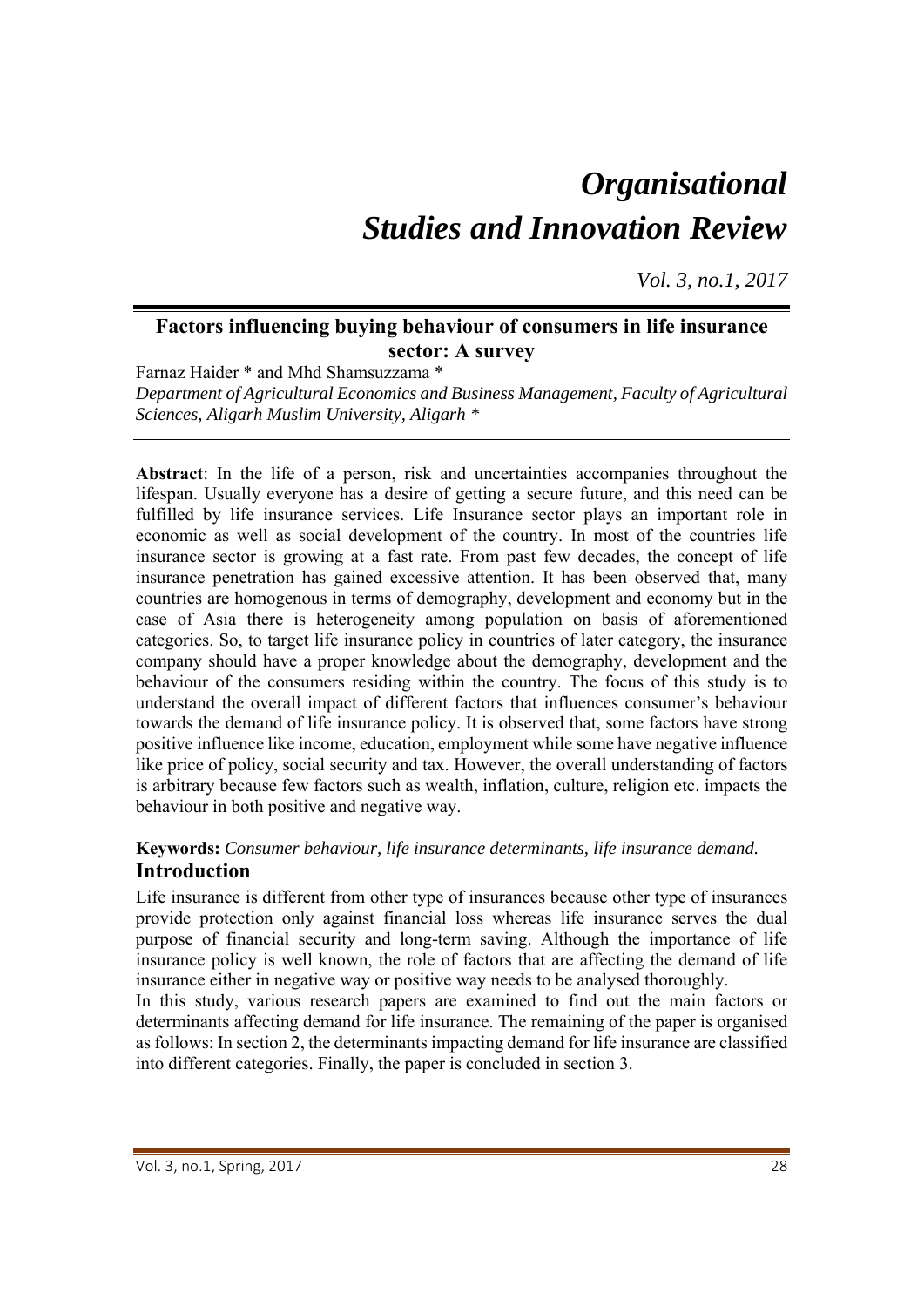# *Organisational Studies and Innovation Review*

*Vol. 3, no.1, 2017*

## Factors influencing buying behaviour of consumers in life insurance sector: A survey

Farnaz Haider * and Mhd Shamsuzzama *

*Department of Agricultural Economics and Business Management, Faculty of Agricultural Sciences, Aligarh Muslim University, Aligarh* *

**Abstract**: In the life of a person, risk and uncertainties accompanies throughout the lifespan. Usually everyone has a desire of getting a secure future, and this need can be fulfilled by life insurance services. Life Insurance sector plays an important role in economic as well as social development of the country. In most of the countries life insurance sector is growing at a fast rate. From past few decades, the concept of life insurance penetration has gained excessive attention. It has been observed that, many countries are homogenous in terms of demography, development and economy but in the case of Asia there is heterogeneity among population on basis of aforementioned categories. So, to target life insurance policy in countries of later category, the insurance company should have a proper knowledge about the demography, development and the behaviour of the consumers residing within the country. The focus of this study is to understand the overall impact of different factors that influences consumer's behaviour towards the demand of life insurance policy. It is observed that, some factors have strong positive influence like income, education, employment while some have negative influence like price of policy, social security and tax. However, the overall understanding of factors is arbitrary because few factors such as wealth, inflation, culture, religion etc. impacts the behaviour in both positive and negative way.

**Keywords:** *Consumer behaviour, life insurance determinants, life insurance demand.*

## Introduction

Life insurance is different from other type of insurances because other type of insurances provide protection only against financial loss whereas life insurance serves the dual purpose of financial security and long-term saving. Although the importance of life insurance policy is well known, the role of factors that are affecting the demand of life insurance either in negative way or positive way needs to be analysed thoroughly.

In this study, various research papers are examined to find out the main factors or determinants affecting demand for life insurance. The remaining of the paper is organised as follows: In section 2, the determinants impacting demand for life insurance are classified into different categories. Finally, the paper is concluded in section 3.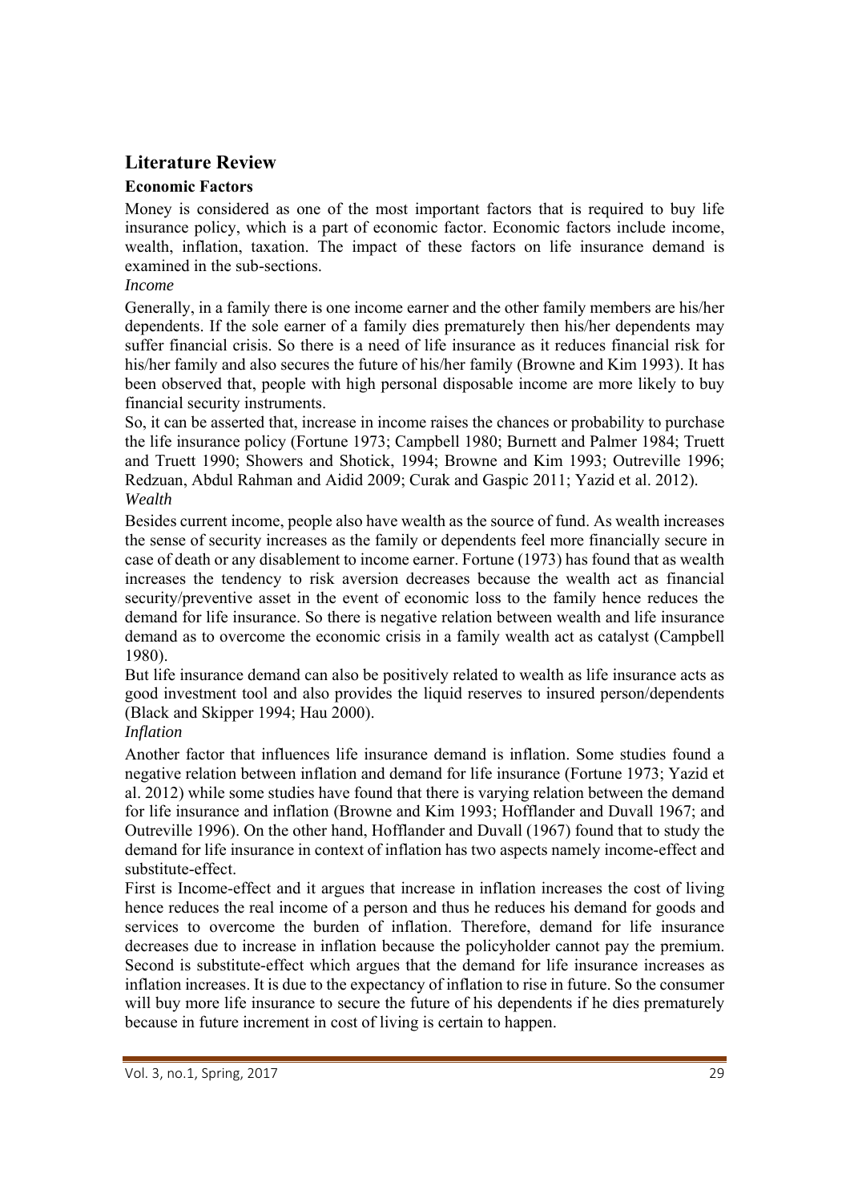## Literature Review

### Economic Factors

Money is considered as one of the most important factors that is required to buy life insurance policy, which is a part of economic factor. Economic factors include income, wealth, inflation, taxation. The impact of these factors on life insurance demand is examined in the sub-sections.

*Income*

Generally, in a family there is one income earner and the other family members are his/her dependents. If the sole earner of a family dies prematurely then his/her dependents may suffer financial crisis. So there is a need of life insurance as it reduces financial risk for his/her family and also secures the future of his/her family (Browne and Kim 1993). It has been observed that, people with high personal disposable income are more likely to buy financial security instruments.

So, it can be asserted that, increase in income raises the chances or probability to purchase the life insurance policy (Fortune 1973; Campbell 1980; Burnett and Palmer 1984; Truett and Truett 1990; Showers and Shotick, 1994; Browne and Kim 1993; Outreville 1996; Redzuan, Abdul Rahman and Aidid 2009; Curak and Gaspic 2011; Yazid et al. 2012).

*Wealth*

Besides current income, people also have wealth as the source of fund. As wealth increases the sense of security increases as the family or dependents feel more financially secure in case of death or any disablement to income earner. Fortune (1973) has found that as wealth increases the tendency to risk aversion decreases because the wealth act as financial security/preventive asset in the event of economic loss to the family hence reduces the demand for life insurance. So there is negative relation between wealth and life insurance demand as to overcome the economic crisis in a family wealth act as catalyst (Campbell 1980).

But life insurance demand can also be positively related to wealth as life insurance acts as good investment tool and also provides the liquid reserves to insured person/dependents (Black and Skipper 1994; Hau 2000).

*Inflation*

Another factor that influences life insurance demand is inflation. Some studies found a negative relation between inflation and demand for life insurance (Fortune 1973; Yazid et al. 2012) while some studies have found that there is varying relation between the demand for life insurance and inflation (Browne and Kim 1993; Hofflander and Duvall 1967; and Outreville 1996). On the other hand, Hofflander and Duvall (1967) found that to study the demand for life insurance in context of inflation has two aspects namely income-effect and substitute-effect.

First is Income-effect and it argues that increase in inflation increases the cost of living hence reduces the real income of a person and thus he reduces his demand for goods and services to overcome the burden of inflation. Therefore, demand for life insurance decreases due to increase in inflation because the policyholder cannot pay the premium. Second is substitute-effect which argues that the demand for life insurance increases as inflation increases. It is due to the expectancy of inflation to rise in future. So the consumer will buy more life insurance to secure the future of his dependents if he dies prematurely because in future increment in cost of living is certain to happen.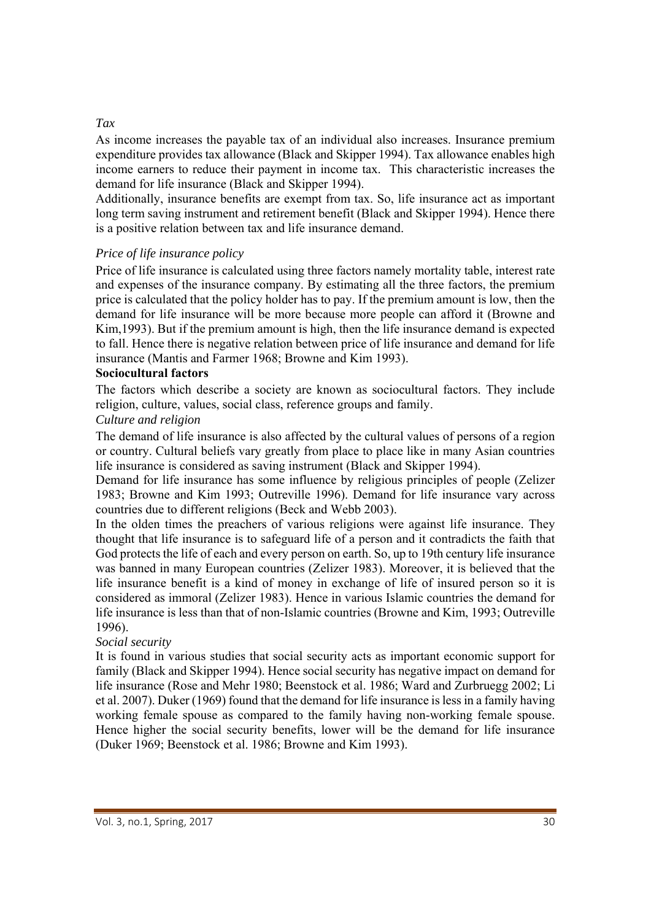*Tax*

As income increases the payable tax of an individual also increases. Insurance premium expenditure provides tax allowance (Black and Skipper 1994). Tax allowance enables high income earners to reduce their payment in income tax. This characteristic increases the demand for life insurance (Black and Skipper 1994).

Additionally, insurance benefits are exempt from tax. So, life insurance act as important long term saving instrument and retirement benefit (Black and Skipper 1994). Hence there is a positive relation between tax and life insurance demand.

*Price of life insurance policy*

Price of life insurance is calculated using three factors namely mortality table, interest rate and expenses of the insurance company. By estimating all the three factors, the premium price is calculated that the policy holder has to pay. If the premium amount is low, then the demand for life insurance will be more because more people can afford it (Browne and Kim,1993). But if the premium amount is high, then the life insurance demand is expected to fall. Hence there is negative relation between price of life insurance and demand for life insurance (Mantis and Farmer 1968; Browne and Kim 1993).

**Sociocultural factors**

The factors which describe a society are known as sociocultural factors. They include religion, culture, values, social class, reference groups and family.

*Culture and religion*

The demand of life insurance is also affected by the cultural values of persons of a region or country. Cultural beliefs vary greatly from place to place like in many Asian countries life insurance is considered as saving instrument (Black and Skipper 1994).

Demand for life insurance has some influence by religious principles of people (Zelizer 1983; Browne and Kim 1993; Outreville 1996). Demand for life insurance vary across countries due to different religions (Beck and Webb 2003).

In the olden times the preachers of various religions were against life insurance. They thought that life insurance is to safeguard life of a person and it contradicts the faith that God protects the life of each and every person on earth. So, up to 19th century life insurance was banned in many European countries (Zelizer 1983). Moreover, it is believed that the life insurance benefit is a kind of money in exchange of life of insured person so it is considered as immoral (Zelizer 1983). Hence in various Islamic countries the demand for life insurance is less than that of non-Islamic countries (Browne and Kim, 1993; Outreville 1996).

*Social security*

It is found in various studies that social security acts as important economic support for family (Black and Skipper 1994). Hence social security has negative impact on demand for life insurance (Rose and Mehr 1980; Beenstock et al. 1986; Ward and Zurbruegg 2002; Li et al. 2007). Duker (1969) found that the demand for life insurance is less in a family having working female spouse as compared to the family having non-working female spouse. Hence higher the social security benefits, lower will be the demand for life insurance (Duker 1969; Beenstock et al. 1986; Browne and Kim 1993).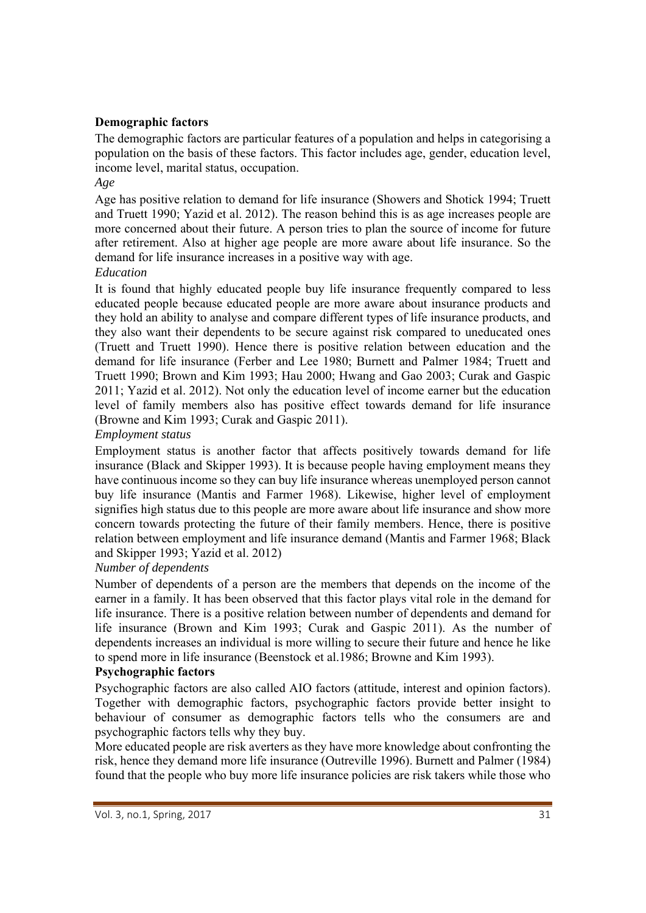**Demographic factors**

The demographic factors are particular features of a population and helps in categorising a population on the basis of these factors. This factor includes age, gender, education level, income level, marital status, occupation.

*Age*

Age has positive relation to demand for life insurance (Showers and Shotick 1994; Truett and Truett 1990; Yazid et al. 2012). The reason behind this is as age increases people are more concerned about their future. A person tries to plan the source of income for future after retirement. Also at higher age people are more aware about life insurance. So the demand for life insurance increases in a positive way with age.

*Education*

It is found that highly educated people buy life insurance frequently compared to less educated people because educated people are more aware about insurance products and they hold an ability to analyse and compare different types of life insurance products, and they also want their dependents to be secure against risk compared to uneducated ones (Truett and Truett 1990). Hence there is positive relation between education and the demand for life insurance (Ferber and Lee 1980; Burnett and Palmer 1984; Truett and Truett 1990; Brown and Kim 1993; Hau 2000; Hwang and Gao 2003; Curak and Gaspic 2011; Yazid et al. 2012). Not only the education level of income earner but the education level of family members also has positive effect towards demand for life insurance (Browne and Kim 1993; Curak and Gaspic 2011).

*Employment status*

Employment status is another factor that affects positively towards demand for life insurance (Black and Skipper 1993). It is because people having employment means they have continuous income so they can buy life insurance whereas unemployed person cannot buy life insurance (Mantis and Farmer 1968). Likewise, higher level of employment signifies high status due to this people are more aware about life insurance and show more concern towards protecting the future of their family members. Hence, there is positive relation between employment and life insurance demand (Mantis and Farmer 1968; Black and Skipper 1993; Yazid et al. 2012)

*Number of dependents*

Number of dependents of a person are the members that depends on the income of the earner in a family. It has been observed that this factor plays vital role in the demand for life insurance. There is a positive relation between number of dependents and demand for life insurance (Brown and Kim 1993; Curak and Gaspic 2011). As the number of dependents increases an individual is more willing to secure their future and hence he like to spend more in life insurance (Beenstock et al.1986; Browne and Kim 1993).

**Psychographic factors**

Psychographic factors are also called AIO factors (attitude, interest and opinion factors). Together with demographic factors, psychographic factors provide better insight to behaviour of consumer as demographic factors tells who the consumers are and psychographic factors tells why they buy.

More educated people are risk averters as they have more knowledge about confronting the risk, hence they demand more life insurance (Outreville 1996). Burnett and Palmer (1984) found that the people who buy more life insurance policies are risk takers while those who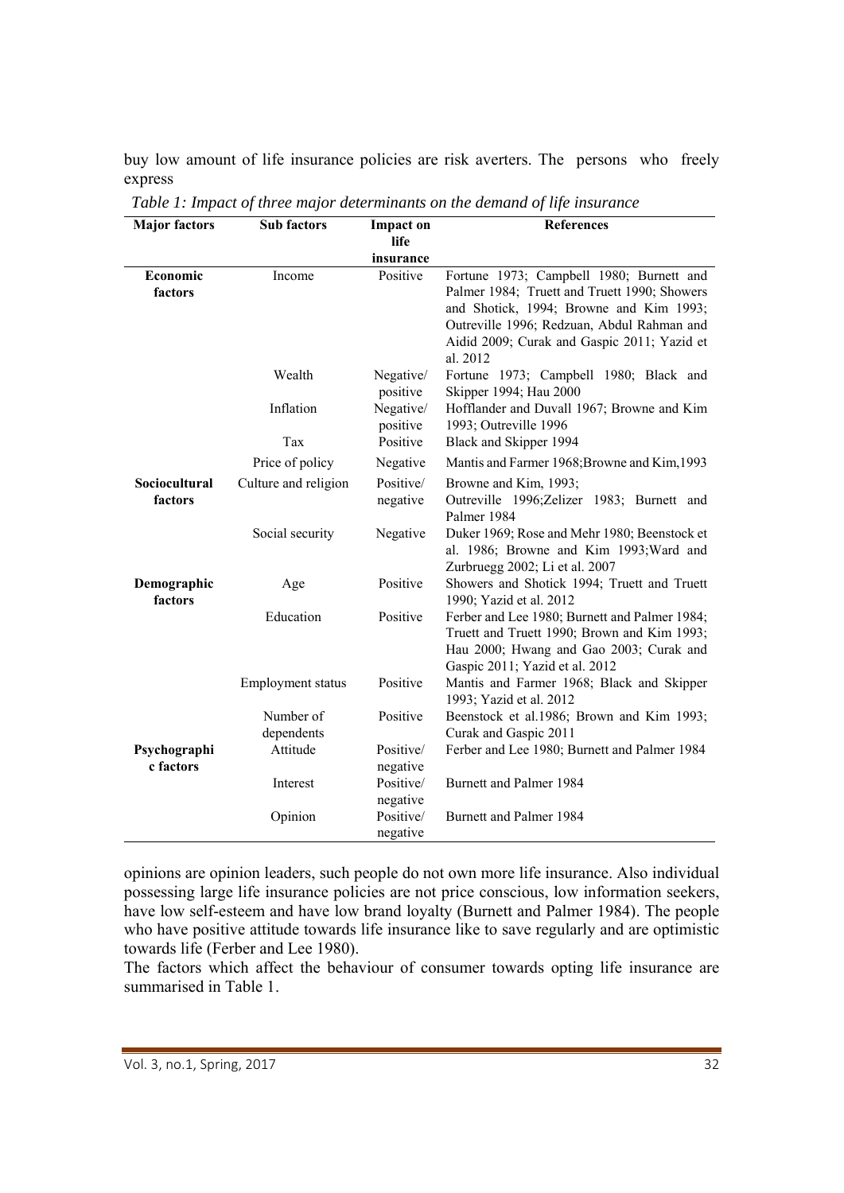buy low amount of life insurance policies are risk averters. The persons who freely express

*Table 1: Impact of three major determinants on the demand of life insurance*

| Major factors | Sub factors | Impact on life insurance | References |
|---|---|---|---|
| **Economic factors** | Income | Positive | Fortune 1973; Campbell 1980; Burnett and Palmer 1984; Truett and Truett 1990; Showers and Shotick, 1994; Browne and Kim 1993; Outreville 1996; Redzuan, Abdul Rahman and Aidid 2009; Curak and Gaspic 2011; Yazid et al. 2012 |
| | Wealth | Negative/ positive | Fortune 1973; Campbell 1980; Black and Skipper 1994; Hau 2000 |
| | Inflation | Negative/ positive | Hofflander and Duvall 1967; Browne and Kim 1993; Outreville 1996 |
| | Tax | Positive | Black and Skipper 1994 |
| | Price of policy | Negative | Mantis and Farmer 1968;Browne and Kim,1993 |
| **Sociocultural factors** | Culture and religion | Positive/ negative | Browne and Kim, 1993; Outreville 1996;Zelizer 1983; Burnett and Palmer 1984 |
| | Social security | Negative | Duker 1969; Rose and Mehr 1980; Beenstock et al. 1986; Browne and Kim 1993;Ward and Zurbruegg 2002; Li et al. 2007 |
| **Demographic factors** | Age | Positive | Showers and Shotick 1994; Truett and Truett 1990; Yazid et al. 2012 |
| | Education | Positive | Ferber and Lee 1980; Burnett and Palmer 1984; Truett and Truett 1990; Brown and Kim 1993; Hau 2000; Hwang and Gao 2003; Curak and Gaspic 2011; Yazid et al. 2012 |
| | Employment status | Positive | Mantis and Farmer 1968; Black and Skipper 1993; Yazid et al. 2012 |
| | Number of dependents | Positive | Beenstock et al.1986; Brown and Kim 1993; Curak and Gaspic 2011 |
| **Psychographic factors** | Attitude | Positive/ negative | Ferber and Lee 1980; Burnett and Palmer 1984 |
| | Interest | Positive/ negative | Burnett and Palmer 1984 |
| | Opinion | Positive/ negative | Burnett and Palmer 1984 |

opinions are opinion leaders, such people do not own more life insurance. Also individual possessing large life insurance policies are not price conscious, low information seekers, have low self-esteem and have low brand loyalty (Burnett and Palmer 1984). The people who have positive attitude towards life insurance like to save regularly and are optimistic towards life (Ferber and Lee 1980).

The factors which affect the behaviour of consumer towards opting life insurance are summarised in Table 1.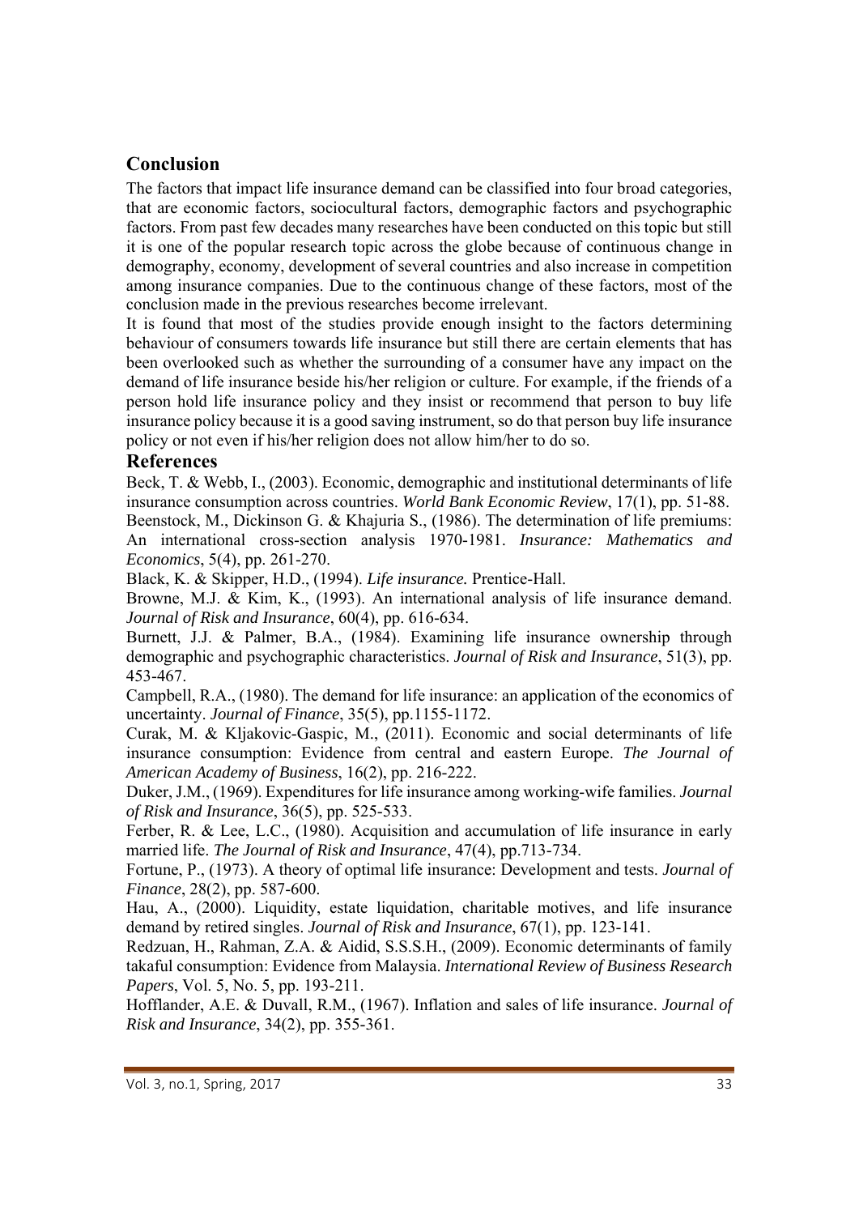## Conclusion

The factors that impact life insurance demand can be classified into four broad categories, that are economic factors, sociocultural factors, demographic factors and psychographic factors. From past few decades many researches have been conducted on this topic but still it is one of the popular research topic across the globe because of continuous change in demography, economy, development of several countries and also increase in competition among insurance companies. Due to the continuous change of these factors, most of the conclusion made in the previous researches become irrelevant.

It is found that most of the studies provide enough insight to the factors determining behaviour of consumers towards life insurance but still there are certain elements that has been overlooked such as whether the surrounding of a consumer have any impact on the demand of life insurance beside his/her religion or culture. For example, if the friends of a person hold life insurance policy and they insist or recommend that person to buy life insurance policy because it is a good saving instrument, so do that person buy life insurance policy or not even if his/her religion does not allow him/her to do so.

## References

Beck, T. & Webb, I., (2003). Economic, demographic and institutional determinants of life insurance consumption across countries. *World Bank Economic Review*, 17(1), pp. 51-88.

Beenstock, M., Dickinson G. & Khajuria S., (1986). The determination of life premiums: An international cross-section analysis 1970-1981. *Insurance: Mathematics and Economics*, 5(4), pp. 261-270.

Black, K. & Skipper, H.D., (1994). *Life insurance.* Prentice-Hall.

Browne, M.J. & Kim, K., (1993). An international analysis of life insurance demand. *Journal of Risk and Insurance*, 60(4), pp. 616-634.

Burnett, J.J. & Palmer, B.A., (1984). Examining life insurance ownership through demographic and psychographic characteristics. *Journal of Risk and Insurance*, 51(3), pp. 453-467.

Campbell, R.A., (1980). The demand for life insurance: an application of the economics of uncertainty. *Journal of Finance*, 35(5), pp.1155-1172.

Curak, M. & Kljakovic-Gaspic, M., (2011). Economic and social determinants of life insurance consumption: Evidence from central and eastern Europe. *The Journal of American Academy of Business*, 16(2), pp. 216-222.

Duker, J.M., (1969). Expenditures for life insurance among working-wife families. *Journal of Risk and Insurance*, 36(5), pp. 525-533.

Ferber, R. & Lee, L.C., (1980). Acquisition and accumulation of life insurance in early married life. *The Journal of Risk and Insurance*, 47(4), pp.713-734.

Fortune, P., (1973). A theory of optimal life insurance: Development and tests. *Journal of Finance*, 28(2), pp. 587-600.

Hau, A., (2000). Liquidity, estate liquidation, charitable motives, and life insurance demand by retired singles. *Journal of Risk and Insurance*, 67(1), pp. 123-141.

Redzuan, H., Rahman, Z.A. & Aidid, S.S.S.H., (2009). Economic determinants of family takaful consumption: Evidence from Malaysia. *International Review of Business Research Papers*, Vol. 5, No. 5, pp. 193-211.

Hofflander, A.E. & Duvall, R.M., (1967). Inflation and sales of life insurance. *Journal of Risk and Insurance*, 34(2), pp. 355-361.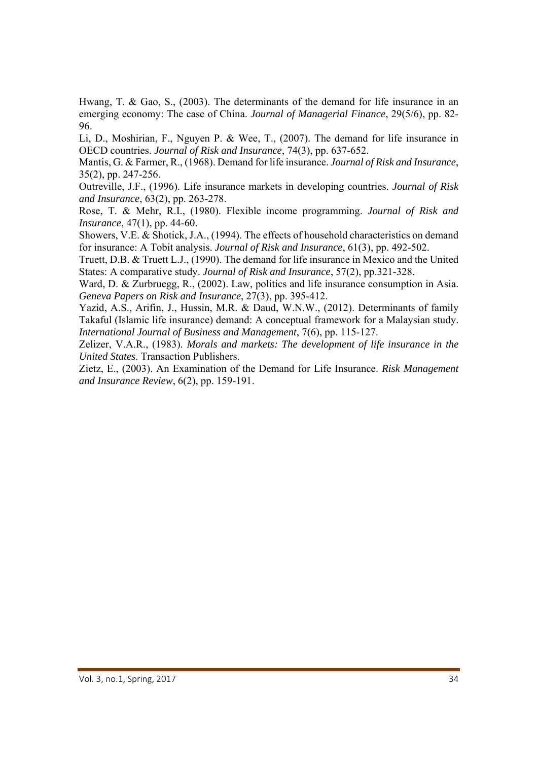Hwang, T. & Gao, S., (2003). The determinants of the demand for life insurance in an emerging economy: The case of China. *Journal of Managerial Finance*, 29(5/6), pp. 82-96.

Li, D., Moshirian, F., Nguyen P. & Wee, T., (2007). The demand for life insurance in OECD countries. *Journal of Risk and Insurance*, 74(3), pp. 637-652.

Mantis, G. & Farmer, R., (1968). Demand for life insurance. *Journal of Risk and Insurance*, 35(2), pp. 247-256.

Outreville, J.F., (1996). Life insurance markets in developing countries. *Journal of Risk and Insurance*, 63(2), pp. 263-278.

Rose, T. & Mehr, R.I., (1980). Flexible income programming. *Journal of Risk and Insurance*, 47(1), pp. 44-60.

Showers, V.E. & Shotick, J.A., (1994). The effects of household characteristics on demand for insurance: A Tobit analysis. *Journal of Risk and Insurance*, 61(3), pp. 492-502.

Truett, D.B. & Truett L.J., (1990). The demand for life insurance in Mexico and the United States: A comparative study. *Journal of Risk and Insurance*, 57(2), pp.321-328.

Ward, D. & Zurbruegg, R., (2002). Law, politics and life insurance consumption in Asia. *Geneva Papers on Risk and Insurance*, 27(3), pp. 395-412.

Yazid, A.S., Arifin, J., Hussin, M.R. & Daud, W.N.W., (2012). Determinants of family Takaful (Islamic life insurance) demand: A conceptual framework for a Malaysian study. *International Journal of Business and Management*, 7(6), pp. 115-127.

Zelizer, V.A.R., (1983). *Morals and markets: The development of life insurance in the United States*. Transaction Publishers.

Zietz, E., (2003). An Examination of the Demand for Life Insurance. *Risk Management and Insurance Review*, 6(2), pp. 159-191.